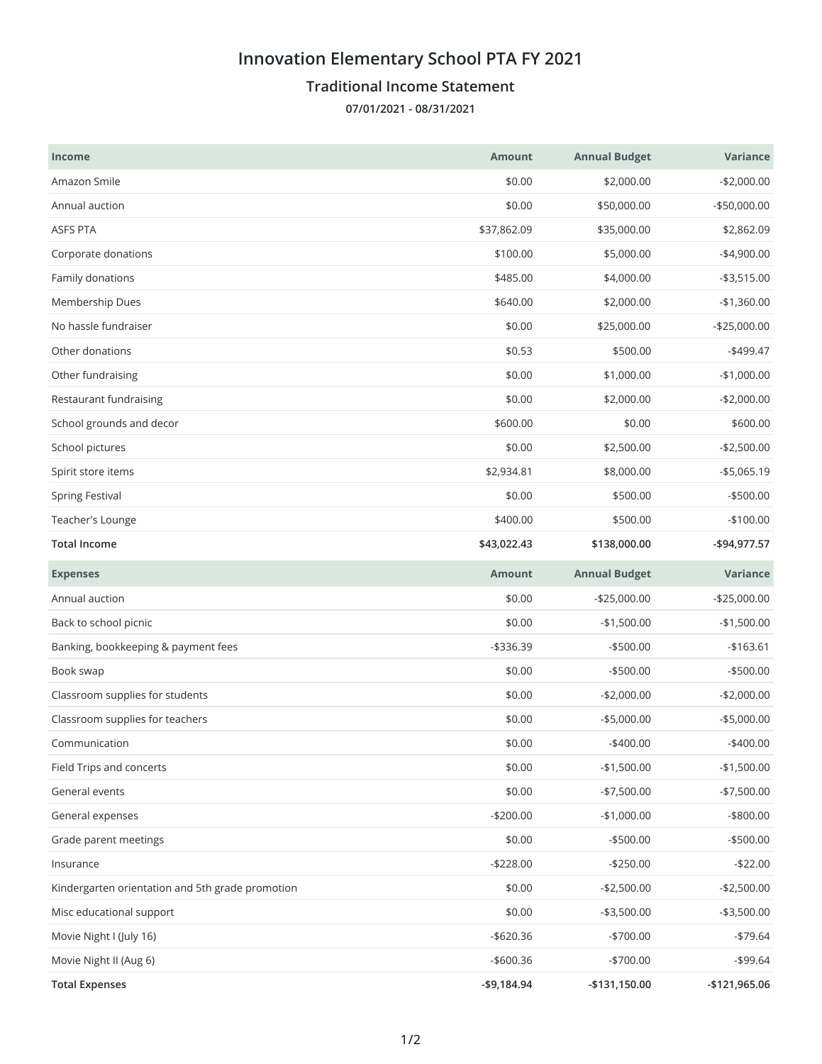# Innovation Elementary School PTA FY 2021

## Traditional Income Statement

**07/01/2021 - 08/31/2021**

| Income | Amount | Annual Budget | Variance |
|---|---|---|---|
| Amazon Smile | $0.00 | $2,000.00 | -$2,000.00 |
| Annual auction | $0.00 | $50,000.00 | -$50,000.00 |
| ASFS PTA | $37,862.09 | $35,000.00 | $2,862.09 |
| Corporate donations | $100.00 | $5,000.00 | -$4,900.00 |
| Family donations | $485.00 | $4,000.00 | -$3,515.00 |
| Membership Dues | $640.00 | $2,000.00 | -$1,360.00 |
| No hassle fundraiser | $0.00 | $25,000.00 | -$25,000.00 |
| Other donations | $0.53 | $500.00 | -$499.47 |
| Other fundraising | $0.00 | $1,000.00 | -$1,000.00 |
| Restaurant fundraising | $0.00 | $2,000.00 | -$2,000.00 |
| School grounds and decor | $600.00 | $0.00 | $600.00 |
| School pictures | $0.00 | $2,500.00 | -$2,500.00 |
| Spirit store items | $2,934.81 | $8,000.00 | -$5,065.19 |
| Spring Festival | $0.00 | $500.00 | -$500.00 |
| Teacher's Lounge | $400.00 | $500.00 | -$100.00 |
| **Total Income** | **$43,022.43** | **$138,000.00** | **-$94,977.57** |

| Expenses | Amount | Annual Budget | Variance |
|---|---|---|---|
| Annual auction | $0.00 | -$25,000.00 | -$25,000.00 |
| Back to school picnic | $0.00 | -$1,500.00 | -$1,500.00 |
| Banking, bookkeeping & payment fees | -$336.39 | -$500.00 | -$163.61 |
| Book swap | $0.00 | -$500.00 | -$500.00 |
| Classroom supplies for students | $0.00 | -$2,000.00 | -$2,000.00 |
| Classroom supplies for teachers | $0.00 | -$5,000.00 | -$5,000.00 |
| Communication | $0.00 | -$400.00 | -$400.00 |
| Field Trips and concerts | $0.00 | -$1,500.00 | -$1,500.00 |
| General events | $0.00 | -$7,500.00 | -$7,500.00 |
| General expenses | -$200.00 | -$1,000.00 | -$800.00 |
| Grade parent meetings | $0.00 | -$500.00 | -$500.00 |
| Insurance | -$228.00 | -$250.00 | -$22.00 |
| Kindergarten orientation and 5th grade promotion | $0.00 | -$2,500.00 | -$2,500.00 |
| Misc educational support | $0.00 | -$3,500.00 | -$3,500.00 |
| Movie Night I (July 16) | -$620.36 | -$700.00 | -$79.64 |
| Movie Night II (Aug 6) | -$600.36 | -$700.00 | -$99.64 |
| **Total Expenses** | **-$9,184.94** | **-$131,150.00** | **-$121,965.06** |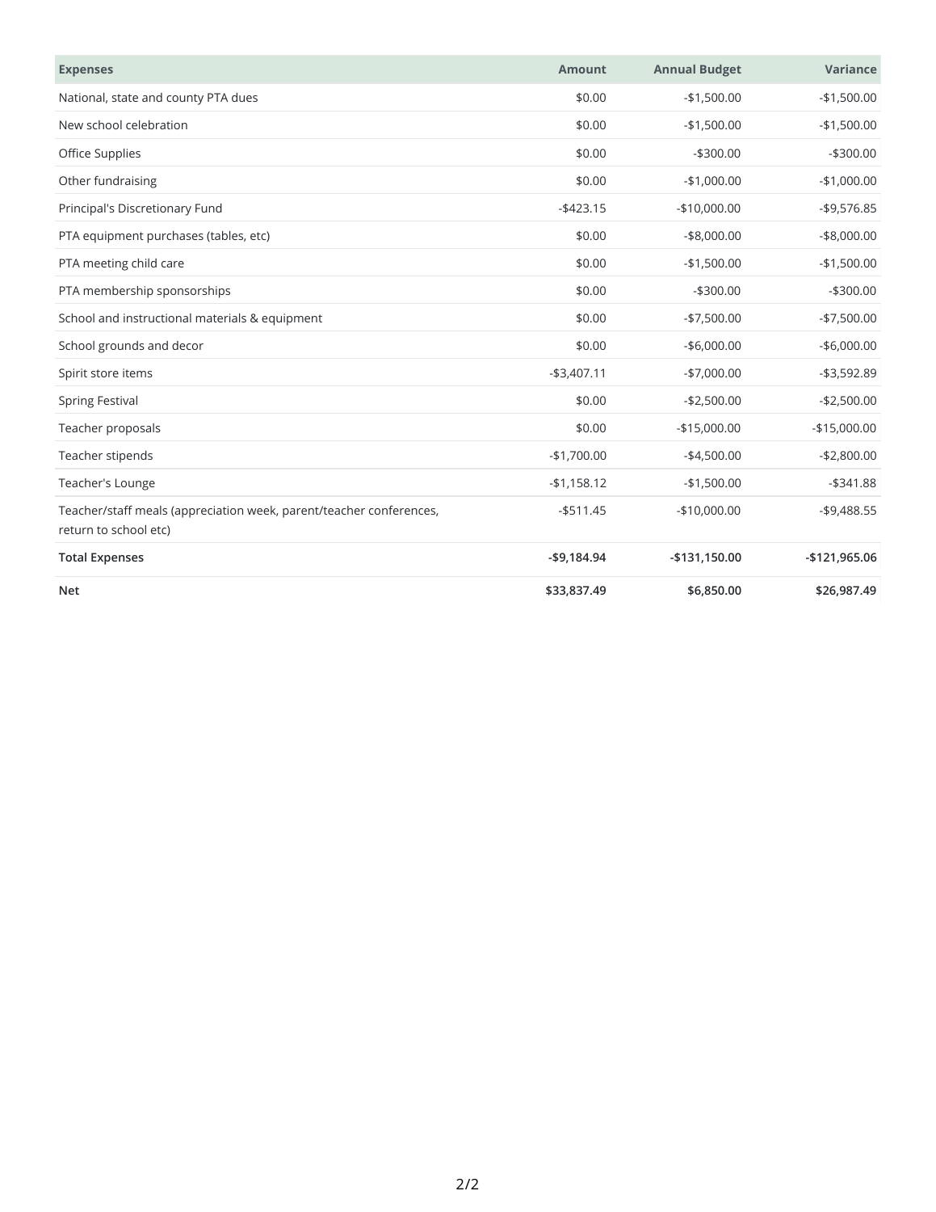| Expenses | Amount | Annual Budget | Variance |
| --- | --- | --- | --- |
| National, state and county PTA dues | $0.00 | -$1,500.00 | -$1,500.00 |
| New school celebration | $0.00 | -$1,500.00 | -$1,500.00 |
| Office Supplies | $0.00 | -$300.00 | -$300.00 |
| Other fundraising | $0.00 | -$1,000.00 | -$1,000.00 |
| Principal's Discretionary Fund | -$423.15 | -$10,000.00 | -$9,576.85 |
| PTA equipment purchases (tables, etc) | $0.00 | -$8,000.00 | -$8,000.00 |
| PTA meeting child care | $0.00 | -$1,500.00 | -$1,500.00 |
| PTA membership sponsorships | $0.00 | -$300.00 | -$300.00 |
| School and instructional materials & equipment | $0.00 | -$7,500.00 | -$7,500.00 |
| School grounds and decor | $0.00 | -$6,000.00 | -$6,000.00 |
| Spirit store items | -$3,407.11 | -$7,000.00 | -$3,592.89 |
| Spring Festival | $0.00 | -$2,500.00 | -$2,500.00 |
| Teacher proposals | $0.00 | -$15,000.00 | -$15,000.00 |
| Teacher stipends | -$1,700.00 | -$4,500.00 | -$2,800.00 |
| Teacher's Lounge | -$1,158.12 | -$1,500.00 | -$341.88 |
| Teacher/staff meals (appreciation week, parent/teacher conferences, return to school etc) | -$511.45 | -$10,000.00 | -$9,488.55 |
| **Total Expenses** | **-$9,184.94** | **-$131,150.00** | **-$121,965.06** |
| **Net** | **$33,837.49** | **$6,850.00** | **$26,987.49** |